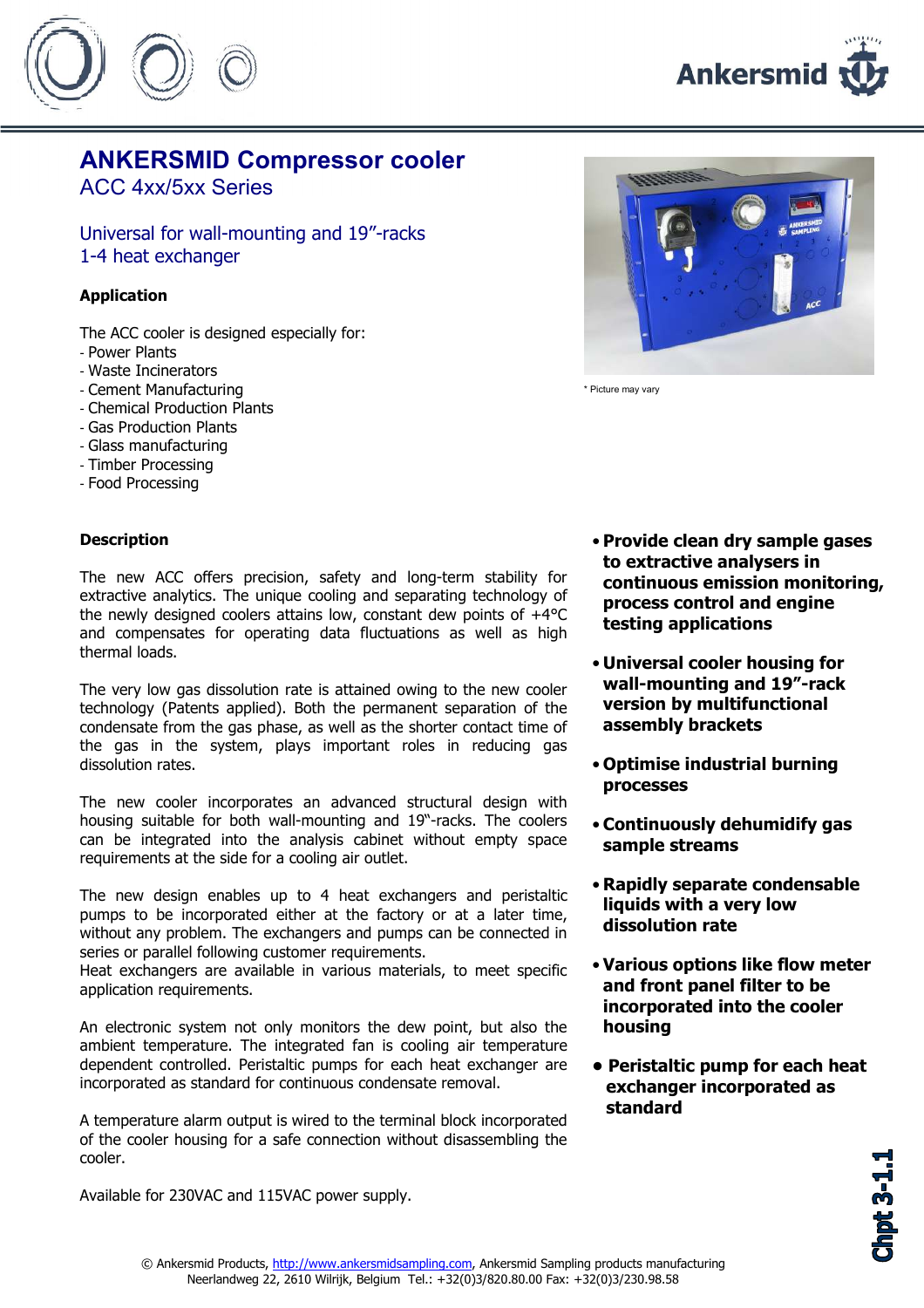# ANKERSMID Compressor cooler

ACC 4xx/5xx Series

Universal for wall-mounting and 19"-racks
1-4 heat exchanger

### Application

The ACC cooler is designed especially for:

- Power Plants
- Waste Incinerators
- Cement Manufacturing
- Chemical Production Plants
- Gas Production Plants
- Glass manufacturing
- Timber Processing
- Food Processing

* Picture may vary

### Description

The new ACC offers precision, safety and long-term stability for extractive analytics. The unique cooling and separating technology of the newly designed coolers attains low, constant dew points of +4°C and compensates for operating data fluctuations as well as high thermal loads.

The very low gas dissolution rate is attained owing to the new cooler technology (Patents applied). Both the permanent separation of the condensate from the gas phase, as well as the shorter contact time of the gas in the system, plays important roles in reducing gas dissolution rates.

The new cooler incorporates an advanced structural design with housing suitable for both wall-mounting and 19"-racks. The coolers can be integrated into the analysis cabinet without empty space requirements at the side for a cooling air outlet.

The new design enables up to 4 heat exchangers and peristaltic pumps to be incorporated either at the factory or at a later time, without any problem. The exchangers and pumps can be connected in series or parallel following customer requirements.
Heat exchangers are available in various materials, to meet specific application requirements.

An electronic system not only monitors the dew point, but also the ambient temperature. The integrated fan is cooling air temperature dependent controlled. Peristaltic pumps for each heat exchanger are incorporated as standard for continuous condensate removal.

A temperature alarm output is wired to the terminal block incorporated of the cooler housing for a safe connection without disassembling the cooler.

Available for 230VAC and 115VAC power supply.

- **Provide clean dry sample gases to extractive analysers in continuous emission monitoring, process control and engine testing applications**
- **Universal cooler housing for wall-mounting and 19"-rack version by multifunctional assembly brackets**
- **Optimise industrial burning processes**
- **Continuously dehumidify gas sample streams**
- **Rapidly separate condensable liquids with a very low dissolution rate**
- **Various options like flow meter and front panel filter to be incorporated into the cooler housing**
- **Peristaltic pump for each heat exchanger incorporated as standard**

**Chpt 3-1.1**

© Ankersmid Products, http://www.ankersmidsampling.com, Ankersmid Sampling products manufacturing
Neerlandweg 22, 2610 Wilrijk, Belgium Tel.: +32(0)3/820.80.00 Fax: +32(0)3/230.98.58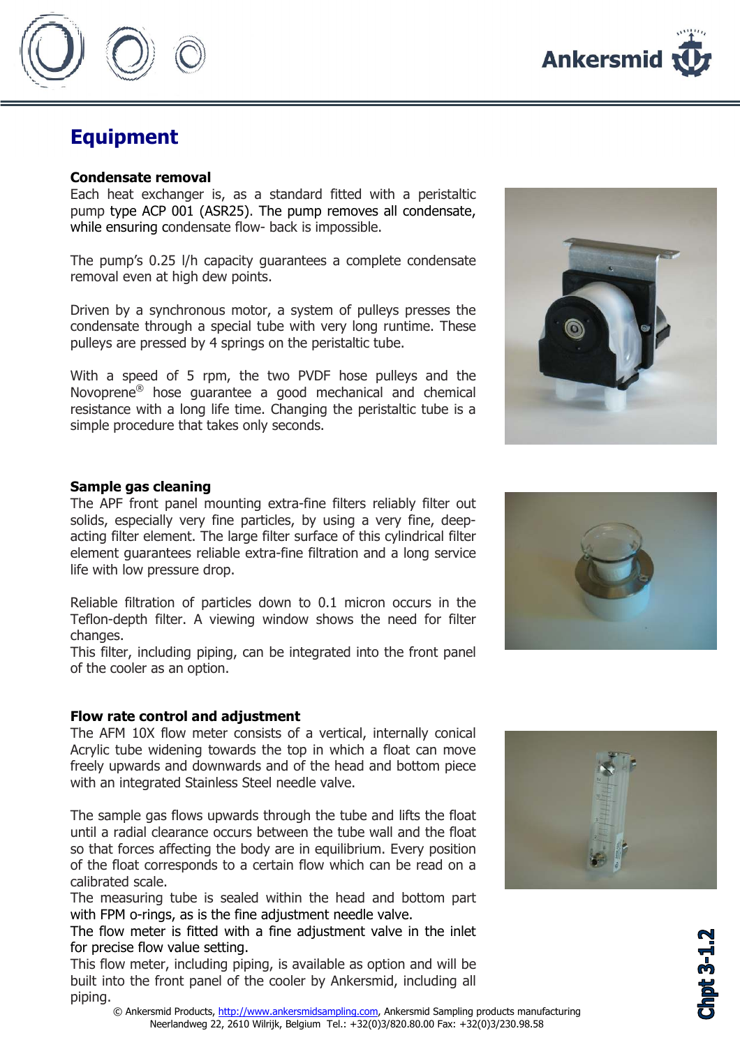# Equipment

**Condensate removal**

Each heat exchanger is, as a standard fitted with a peristaltic pump type ACP 001 (ASR25). The pump removes all condensate, while ensuring condensate flow- back is impossible.

The pump's 0.25 l/h capacity guarantees a complete condensate removal even at high dew points.

Driven by a synchronous motor, a system of pulleys presses the condensate through a special tube with very long runtime. These pulleys are pressed by 4 springs on the peristaltic tube.

With a speed of 5 rpm, the two PVDF hose pulleys and the Novoprene® hose guarantee a good mechanical and chemical resistance with a long life time. Changing the peristaltic tube is a simple procedure that takes only seconds.

**Sample gas cleaning**

The APF front panel mounting extra-fine filters reliably filter out solids, especially very fine particles, by using a very fine, deep-acting filter element. The large filter surface of this cylindrical filter element guarantees reliable extra-fine filtration and a long service life with low pressure drop.

Reliable filtration of particles down to 0.1 micron occurs in the Teflon-depth filter. A viewing window shows the need for filter changes.

This filter, including piping, can be integrated into the front panel of the cooler as an option.

**Flow rate control and adjustment**

The AFM 10X flow meter consists of a vertical, internally conical Acrylic tube widening towards the top in which a float can move freely upwards and downwards and of the head and bottom piece with an integrated Stainless Steel needle valve.

The sample gas flows upwards through the tube and lifts the float until a radial clearance occurs between the tube wall and the float so that forces affecting the body are in equilibrium. Every position of the float corresponds to a certain flow which can be read on a calibrated scale.

The measuring tube is sealed within the head and bottom part with FPM o-rings, as is the fine adjustment needle valve.

The flow meter is fitted with a fine adjustment valve in the inlet for precise flow value setting.

This flow meter, including piping, is available as option and will be built into the front panel of the cooler by Ankersmid, including all piping.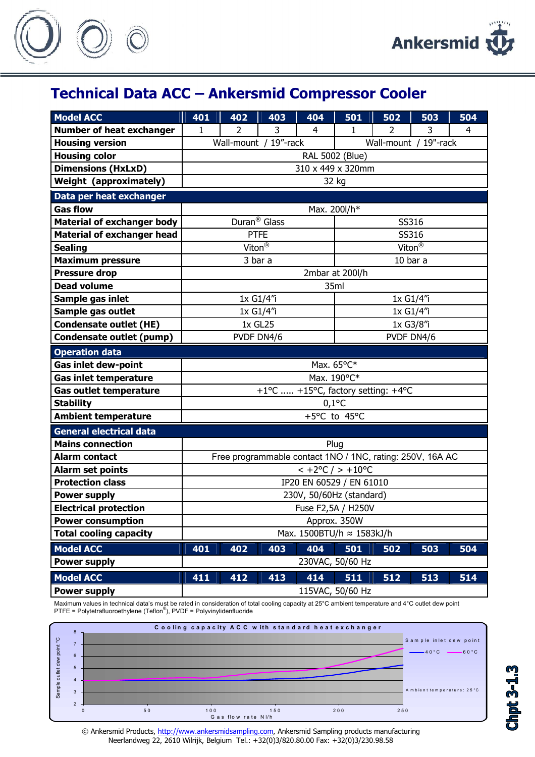# Technical Data ACC – Ankersmid Compressor Cooler

| Model ACC | 401 | 402 | 403 | 404 | 501 | 502 | 503 | 504 |
|---|---|---|---|---|---|---|---|---|
| Number of heat exchanger | 1 | 2 | 3 | 4 | 1 | 2 | 3 | 4 |
| Housing version | Wall-mount / 19"-rack | | | | Wall-mount / 19"-rack | | | |
| Housing color | RAL 5002 (Blue) | | | | | | | |
| Dimensions (HxLxD) | 310 x 449 x 320mm | | | | | | | |
| Weight (approximately) | 32 kg | | | | | | | |
| **Data per heat exchanger** | | | | | | | | |
| Gas flow | Max. 200l/h* | | | | | | | |
| Material of exchanger body | Duran® Glass | | | | SS316 | | | |
| Material of exchanger head | PTFE | | | | SS316 | | | |
| Sealing | Viton® | | | | Viton® | | | |
| Maximum pressure | 3 bar a | | | | 10 bar a | | | |
| Pressure drop | 2mbar at 200l/h | | | | | | | |
| Dead volume | 35ml | | | | | | | |
| Sample gas inlet | 1x G1/4"i | | | | 1x G1/4"i | | | |
| Sample gas outlet | 1x G1/4"i | | | | 1x G1/4"i | | | |
| Condensate outlet (HE) | 1x GL25 | | | | 1x G3/8"i | | | |
| Condensate outlet (pump) | PVDF DN4/6 | | | | PVDF DN4/6 | | | |
| **Operation data** | | | | | | | | |
| Gas inlet dew-point | Max. 65°C* | | | | | | | |
| Gas inlet temperature | Max. 190°C* | | | | | | | |
| Gas outlet temperature | +1°C ..... +15°C, factory setting: +4°C | | | | | | | |
| Stability | 0,1°C | | | | | | | |
| Ambient temperature | +5°C to 45°C | | | | | | | |
| **General electrical data** | | | | | | | | |
| Mains connection | Plug | | | | | | | |
| Alarm contact | Free programmable contact 1NO / 1NC, rating: 250V, 16A AC | | | | | | | |
| Alarm set points | < +2°C / > +10°C | | | | | | | |
| Protection class | IP20 EN 60529 / EN 61010 | | | | | | | |
| Power supply | 230V, 50/60Hz (standard) | | | | | | | |
| Electrical protection | Fuse F2,5A / H250V | | | | | | | |
| Power consumption | Approx. 350W | | | | | | | |
| Total cooling capacity | Max. 1500BTU/h ≈ 1583kJ/h | | | | | | | |
| **Model ACC** | **401** | **402** | **403** | **404** | **501** | **502** | **503** | **504** |
| Power supply | 230VAC, 50/60 Hz | | | | | | | |
| **Model ACC** | **411** | **412** | **413** | **414** | **511** | **512** | **513** | **514** |
| Power supply | 115VAC, 50/60 Hz | | | | | | | |

Maximum values in technical data's must be rated in consideration of total cooling capacity at 25°C ambient temperature and 4°C outlet dew point
PTFE = Polytetrafluoroethylene (Teflon®), PVDF = Polyvinylidenfluoride

Cooling capacity ACC with standard heat exchanger

Sample outlet dew point °C

8
7
6
5
4
3
2

0 50 100 150 200 250

Gas flow rate Nl/h

Sample inlet dew point

40°C 60°C

Ambient temperature: 25°C

Chpt 3-1.3

© Ankersmid Products, http://www.ankersmidsampling.com, Ankersmid Sampling products manufacturing
Neerlandweg 22, 2610 Wilrijk, Belgium Tel.: +32(0)3/820.80.00 Fax: +32(0)3/230.98.58